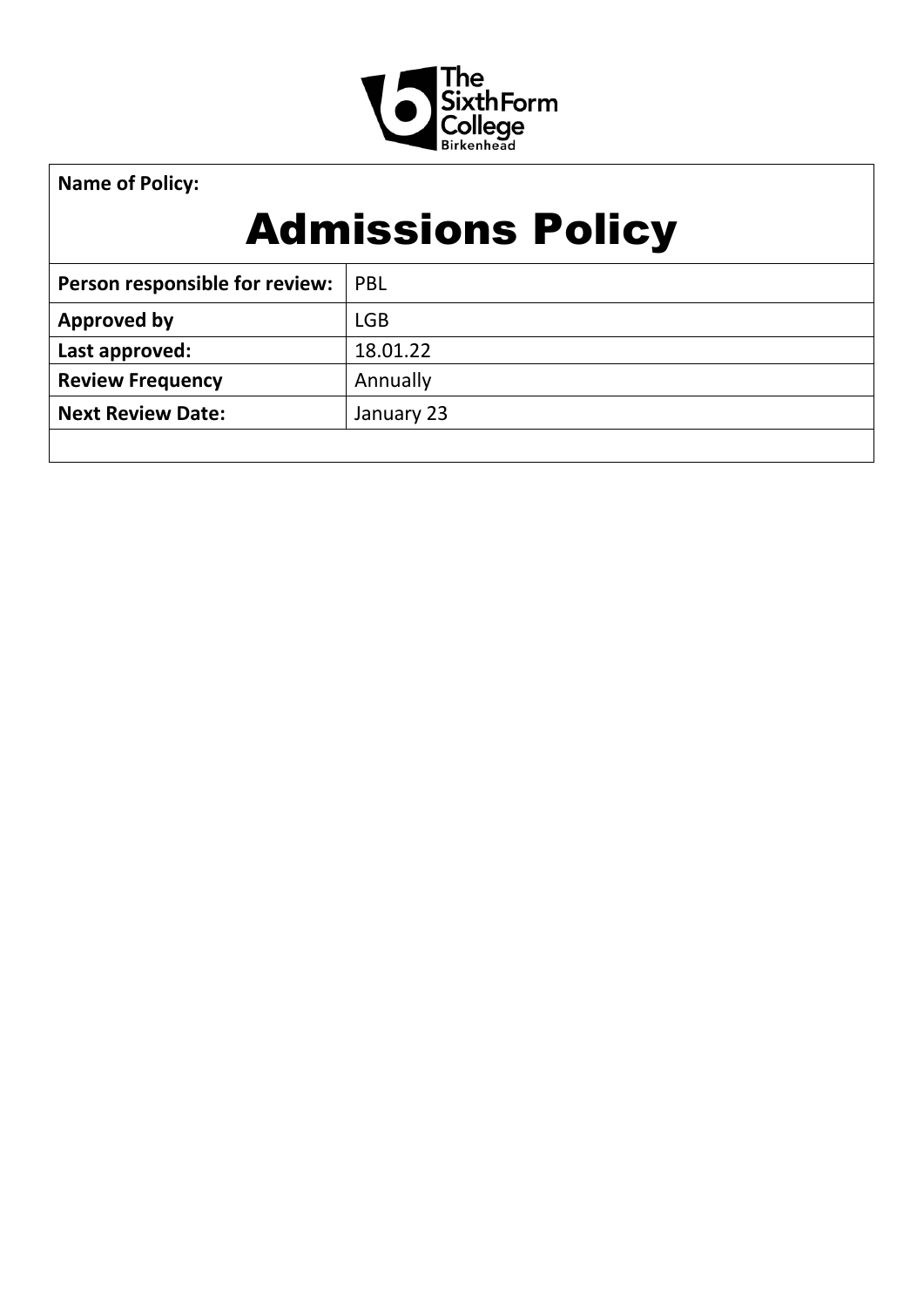**Name of Policy:**

# Admissions Policy

| Person responsible for review: | PBL |
|---|---|
| **Approved by** | LGB |
| **Last approved:** | 18.01.22 |
| **Review Frequency** | Annually |
| **Next Review Date:** | January 23 |
| | |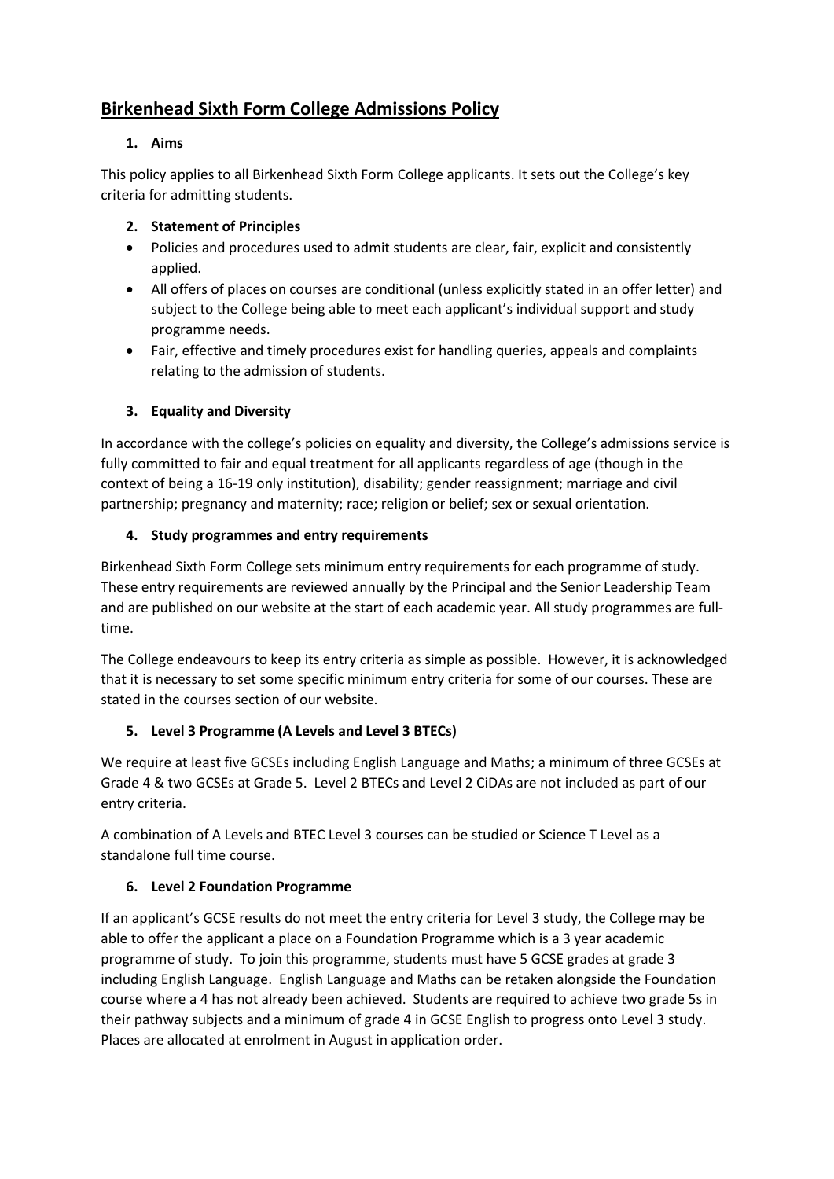# Birkenhead Sixth Form College Admissions Policy

## 1. Aims

This policy applies to all Birkenhead Sixth Form College applicants. It sets out the College's key criteria for admitting students.

## 2. Statement of Principles

- Policies and procedures used to admit students are clear, fair, explicit and consistently applied.
- All offers of places on courses are conditional (unless explicitly stated in an offer letter) and subject to the College being able to meet each applicant's individual support and study programme needs.
- Fair, effective and timely procedures exist for handling queries, appeals and complaints relating to the admission of students.

## 3. Equality and Diversity

In accordance with the college's policies on equality and diversity, the College's admissions service is fully committed to fair and equal treatment for all applicants regardless of age (though in the context of being a 16-19 only institution), disability; gender reassignment; marriage and civil partnership; pregnancy and maternity; race; religion or belief; sex or sexual orientation.

## 4. Study programmes and entry requirements

Birkenhead Sixth Form College sets minimum entry requirements for each programme of study. These entry requirements are reviewed annually by the Principal and the Senior Leadership Team and are published on our website at the start of each academic year. All study programmes are full-time.

The College endeavours to keep its entry criteria as simple as possible. However, it is acknowledged that it is necessary to set some specific minimum entry criteria for some of our courses. These are stated in the courses section of our website.

## 5. Level 3 Programme (A Levels and Level 3 BTECs)

We require at least five GCSEs including English Language and Maths; a minimum of three GCSEs at Grade 4 & two GCSEs at Grade 5. Level 2 BTECs and Level 2 CiDAs are not included as part of our entry criteria.

A combination of A Levels and BTEC Level 3 courses can be studied or Science T Level as a standalone full time course.

## 6. Level 2 Foundation Programme

If an applicant's GCSE results do not meet the entry criteria for Level 3 study, the College may be able to offer the applicant a place on a Foundation Programme which is a 3 year academic programme of study. To join this programme, students must have 5 GCSE grades at grade 3 including English Language. English Language and Maths can be retaken alongside the Foundation course where a 4 has not already been achieved. Students are required to achieve two grade 5s in their pathway subjects and a minimum of grade 4 in GCSE English to progress onto Level 3 study. Places are allocated at enrolment in August in application order.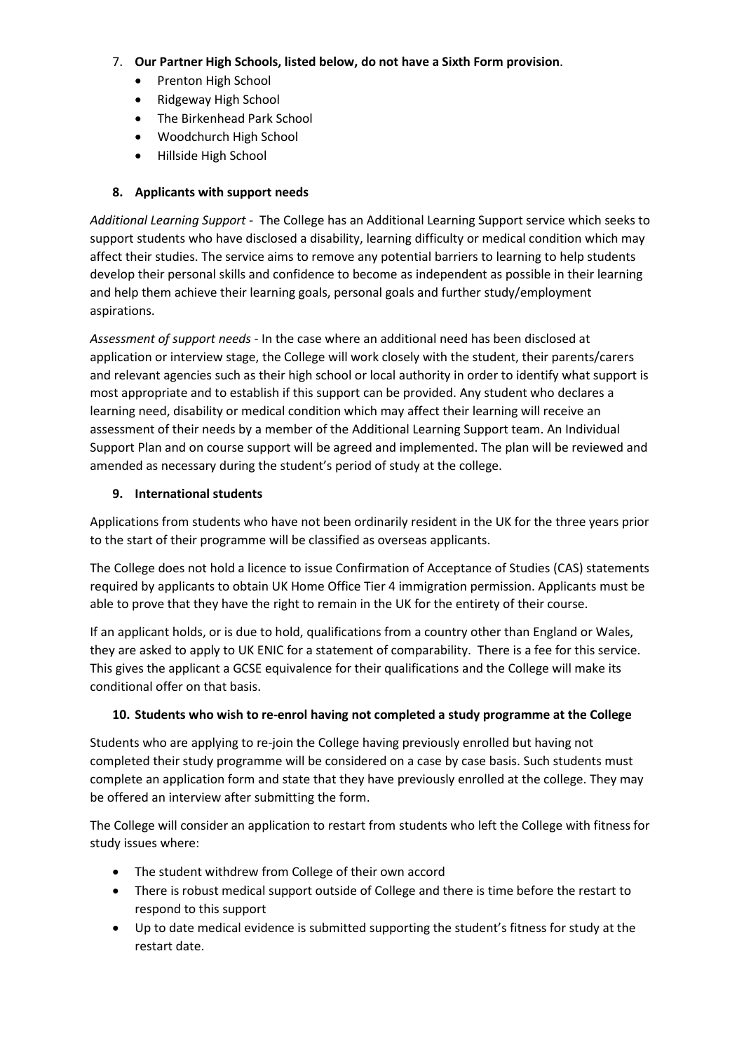7. **Our Partner High Schools, listed below, do not have a Sixth Form provision**.
    - Prenton High School
    - Ridgeway High School
    - The Birkenhead Park School
    - Woodchurch High School
    - Hillside High School

8. **Applicants with support needs**

*Additional Learning Support* - The College has an Additional Learning Support service which seeks to support students who have disclosed a disability, learning difficulty or medical condition which may affect their studies. The service aims to remove any potential barriers to learning to help students develop their personal skills and confidence to become as independent as possible in their learning and help them achieve their learning goals, personal goals and further study/employment aspirations.

*Assessment of support needs* - In the case where an additional need has been disclosed at application or interview stage, the College will work closely with the student, their parents/carers and relevant agencies such as their high school or local authority in order to identify what support is most appropriate and to establish if this support can be provided. Any student who declares a learning need, disability or medical condition which may affect their learning will receive an assessment of their needs by a member of the Additional Learning Support team. An Individual Support Plan and on course support will be agreed and implemented. The plan will be reviewed and amended as necessary during the student's period of study at the college.

9. **International students**

Applications from students who have not been ordinarily resident in the UK for the three years prior to the start of their programme will be classified as overseas applicants.

The College does not hold a licence to issue Confirmation of Acceptance of Studies (CAS) statements required by applicants to obtain UK Home Office Tier 4 immigration permission. Applicants must be able to prove that they have the right to remain in the UK for the entirety of their course.

If an applicant holds, or is due to hold, qualifications from a country other than England or Wales, they are asked to apply to UK ENIC for a statement of comparability. There is a fee for this service. This gives the applicant a GCSE equivalence for their qualifications and the College will make its conditional offer on that basis.

10. **Students who wish to re-enrol having not completed a study programme at the College**

Students who are applying to re-join the College having previously enrolled but having not completed their study programme will be considered on a case by case basis. Such students must complete an application form and state that they have previously enrolled at the college. They may be offered an interview after submitting the form.

The College will consider an application to restart from students who left the College with fitness for study issues where:

- The student withdrew from College of their own accord
- There is robust medical support outside of College and there is time before the restart to respond to this support
- Up to date medical evidence is submitted supporting the student's fitness for study at the restart date.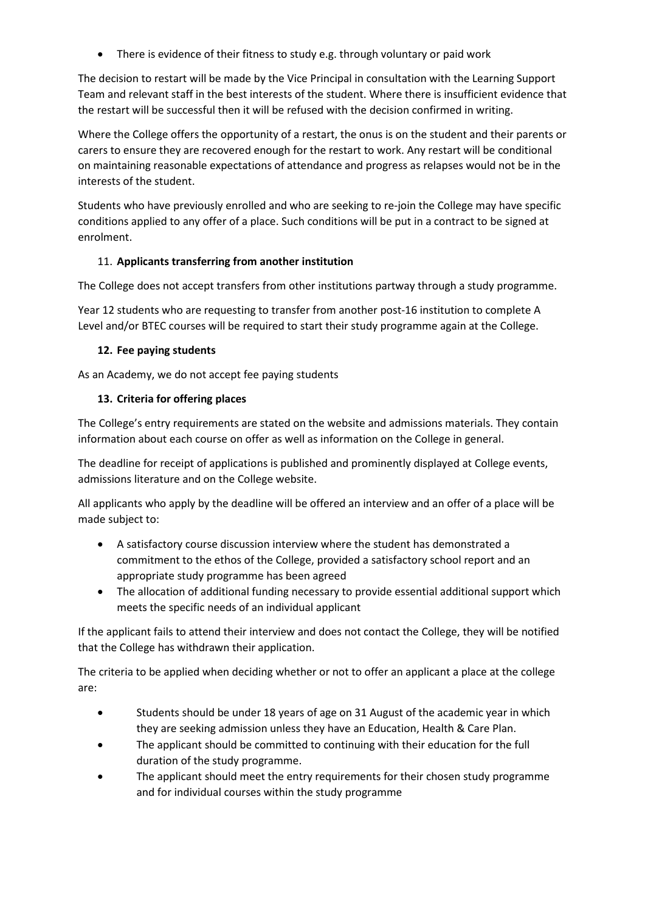- There is evidence of their fitness to study e.g. through voluntary or paid work

The decision to restart will be made by the Vice Principal in consultation with the Learning Support Team and relevant staff in the best interests of the student. Where there is insufficient evidence that the restart will be successful then it will be refused with the decision confirmed in writing.

Where the College offers the opportunity of a restart, the onus is on the student and their parents or carers to ensure they are recovered enough for the restart to work. Any restart will be conditional on maintaining reasonable expectations of attendance and progress as relapses would not be in the interests of the student.

Students who have previously enrolled and who are seeking to re-join the College may have specific conditions applied to any offer of a place. Such conditions will be put in a contract to be signed at enrolment.

## 11. Applicants transferring from another institution

The College does not accept transfers from other institutions partway through a study programme.

Year 12 students who are requesting to transfer from another post-16 institution to complete A Level and/or BTEC courses will be required to start their study programme again at the College.

## 12. Fee paying students

As an Academy, we do not accept fee paying students

## 13. Criteria for offering places

The College's entry requirements are stated on the website and admissions materials. They contain information about each course on offer as well as information on the College in general.

The deadline for receipt of applications is published and prominently displayed at College events, admissions literature and on the College website.

All applicants who apply by the deadline will be offered an interview and an offer of a place will be made subject to:

- A satisfactory course discussion interview where the student has demonstrated a commitment to the ethos of the College, provided a satisfactory school report and an appropriate study programme has been agreed
- The allocation of additional funding necessary to provide essential additional support which meets the specific needs of an individual applicant

If the applicant fails to attend their interview and does not contact the College, they will be notified that the College has withdrawn their application.

The criteria to be applied when deciding whether or not to offer an applicant a place at the college are:

- Students should be under 18 years of age on 31 August of the academic year in which they are seeking admission unless they have an Education, Health & Care Plan.
- The applicant should be committed to continuing with their education for the full duration of the study programme.
- The applicant should meet the entry requirements for their chosen study programme and for individual courses within the study programme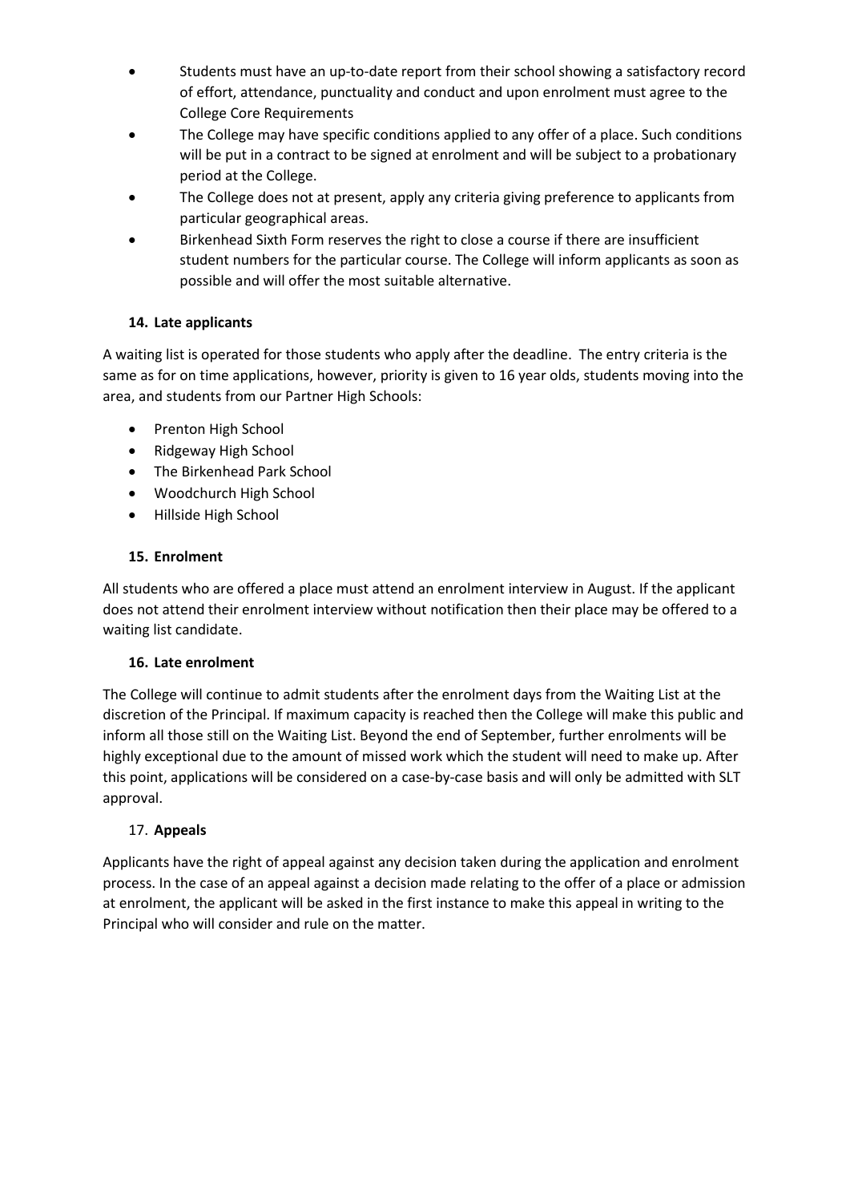- Students must have an up-to-date report from their school showing a satisfactory record of effort, attendance, punctuality and conduct and upon enrolment must agree to the College Core Requirements
- The College may have specific conditions applied to any offer of a place. Such conditions will be put in a contract to be signed at enrolment and will be subject to a probationary period at the College.
- The College does not at present, apply any criteria giving preference to applicants from particular geographical areas.
- Birkenhead Sixth Form reserves the right to close a course if there are insufficient student numbers for the particular course. The College will inform applicants as soon as possible and will offer the most suitable alternative.

### 14. Late applicants

A waiting list is operated for those students who apply after the deadline. The entry criteria is the same as for on time applications, however, priority is given to 16 year olds, students moving into the area, and students from our Partner High Schools:

- Prenton High School
- Ridgeway High School
- The Birkenhead Park School
- Woodchurch High School
- Hillside High School

### 15. Enrolment

All students who are offered a place must attend an enrolment interview in August. If the applicant does not attend their enrolment interview without notification then their place may be offered to a waiting list candidate.

### 16. Late enrolment

The College will continue to admit students after the enrolment days from the Waiting List at the discretion of the Principal. If maximum capacity is reached then the College will make this public and inform all those still on the Waiting List. Beyond the end of September, further enrolments will be highly exceptional due to the amount of missed work which the student will need to make up. After this point, applications will be considered on a case-by-case basis and will only be admitted with SLT approval.

### 17. Appeals

Applicants have the right of appeal against any decision taken during the application and enrolment process. In the case of an appeal against a decision made relating to the offer of a place or admission at enrolment, the applicant will be asked in the first instance to make this appeal in writing to the Principal who will consider and rule on the matter.